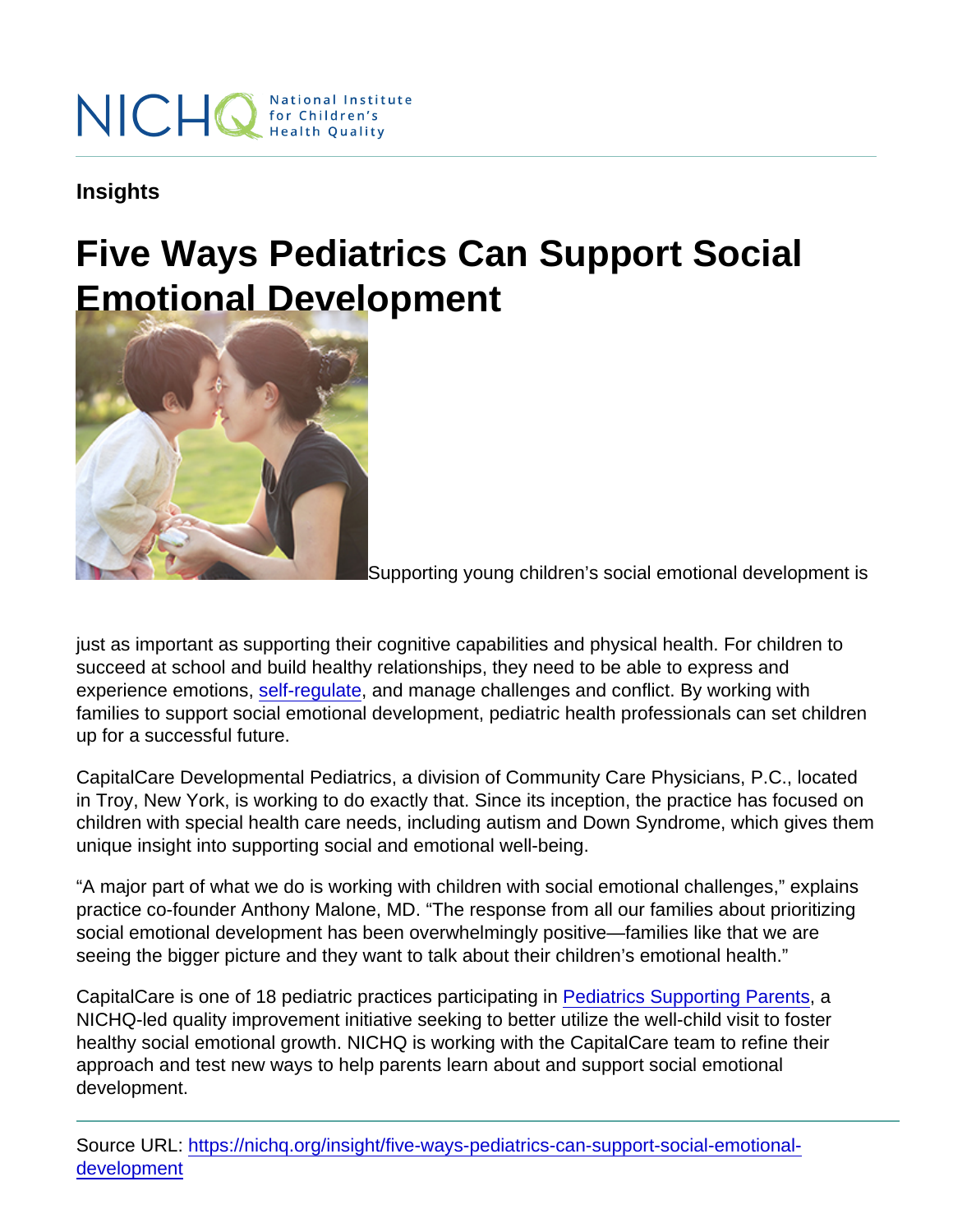Insights

# Five Ways Pediatrics Can Support Social Emotional Development

Supporting young children's social emotional development is just as important as supporting their cognitive capabilities and physical health. For children to succeed at school and build healthy relationships, they need to be able to express and experience emotions, self-regulate, and manage challenges and conflict. By working with families to support social emotional development, pediatric health professionals can set children up for a successful future.

CapitalCare Developmental Pediatrics, a division of Community Care Physicians, P.C., located in Troy, New York, is working to do exactly that. Since its inception, the practice has focused on children with special health care needs, including autism and Down Syndrome, which gives them unique insight into supporting social and emotional well-being.

"A major part of what we do is working with children with social emotional challenges," explains practice co-founder Anthony Malone, MD. "The response from all our families about prioritizing social emotional development has been overwhelmingly positive—families like that we are seeing the bigger picture and they want to talk about their children's emotional health."

CapitalCare is one of 18 pediatric practices participating in Pediatrics Supporting Parents, a NICHQ-led quality improvement initiative seeking to better utilize the well-child visit to foster healthy social emotional growth. NICHQ is working with the CapitalCare team to refine their approach and test new ways to help parents learn about and support social emotional development.

Source URL: https://nichq.org/insight/five-ways-pediatrics-can-support-social-emotional-development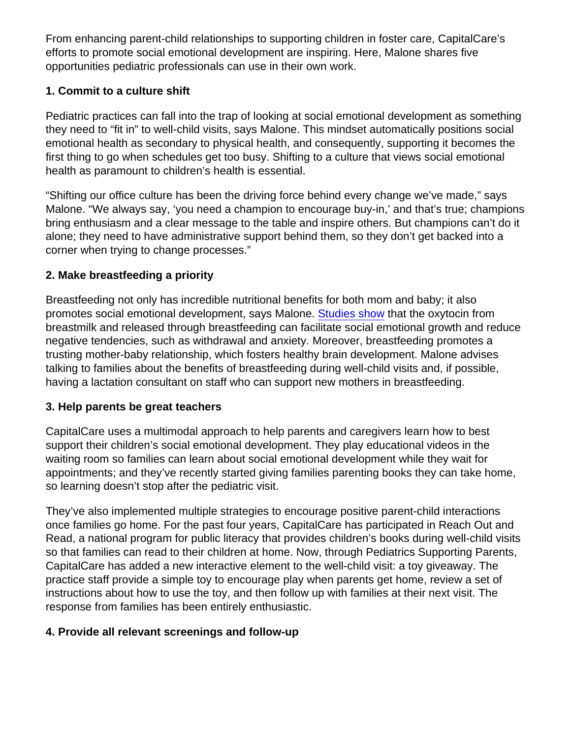From enhancing parent-child relationships to supporting children in foster care, CapitalCare's efforts to promote social emotional development are inspiring. Here, Malone shares five opportunities pediatric professionals can use in their own work.

**1. Commit to a culture shift**

Pediatric practices can fall into the trap of looking at social emotional development as something they need to "fit in" to well-child visits, says Malone. This mindset automatically positions social emotional health as secondary to physical health, and consequently, supporting it becomes the first thing to go when schedules get too busy. Shifting to a culture that views social emotional health as paramount to children's health is essential.

"Shifting our office culture has been the driving force behind every change we've made," says Malone. "We always say, 'you need a champion to encourage buy-in,' and that's true; champions bring enthusiasm and a clear message to the table and inspire others. But champions can't do it alone; they need to have administrative support behind them, so they don't get backed into a corner when trying to change processes."

**2. Make breastfeeding a priority**

Breastfeeding not only has incredible nutritional benefits for both mom and baby; it also promotes social emotional development, says Malone. Studies show that the oxytocin from breastmilk and released through breastfeeding can facilitate social emotional growth and reduce negative tendencies, such as withdrawal and anxiety. Moreover, breastfeeding promotes a trusting mother-baby relationship, which fosters healthy brain development. Malone advises talking to families about the benefits of breastfeeding during well-child visits and, if possible, having a lactation consultant on staff who can support new mothers in breastfeeding.

**3. Help parents be great teachers**

CapitalCare uses a multimodal approach to help parents and caregivers learn how to best support their children's social emotional development. They play educational videos in the waiting room so families can learn about social emotional development while they wait for appointments; and they've recently started giving families parenting books they can take home, so learning doesn't stop after the pediatric visit.

They've also implemented multiple strategies to encourage positive parent-child interactions once families go home. For the past four years, CapitalCare has participated in Reach Out and Read, a national program for public literacy that provides children's books during well-child visits so that families can read to their children at home. Now, through Pediatrics Supporting Parents, CapitalCare has added a new interactive element to the well-child visit: a toy giveaway. The practice staff provide a simple toy to encourage play when parents get home, review a set of instructions about how to use the toy, and then follow up with families at their next visit. The response from families has been entirely enthusiastic.

**4. Provide all relevant screenings and follow-up**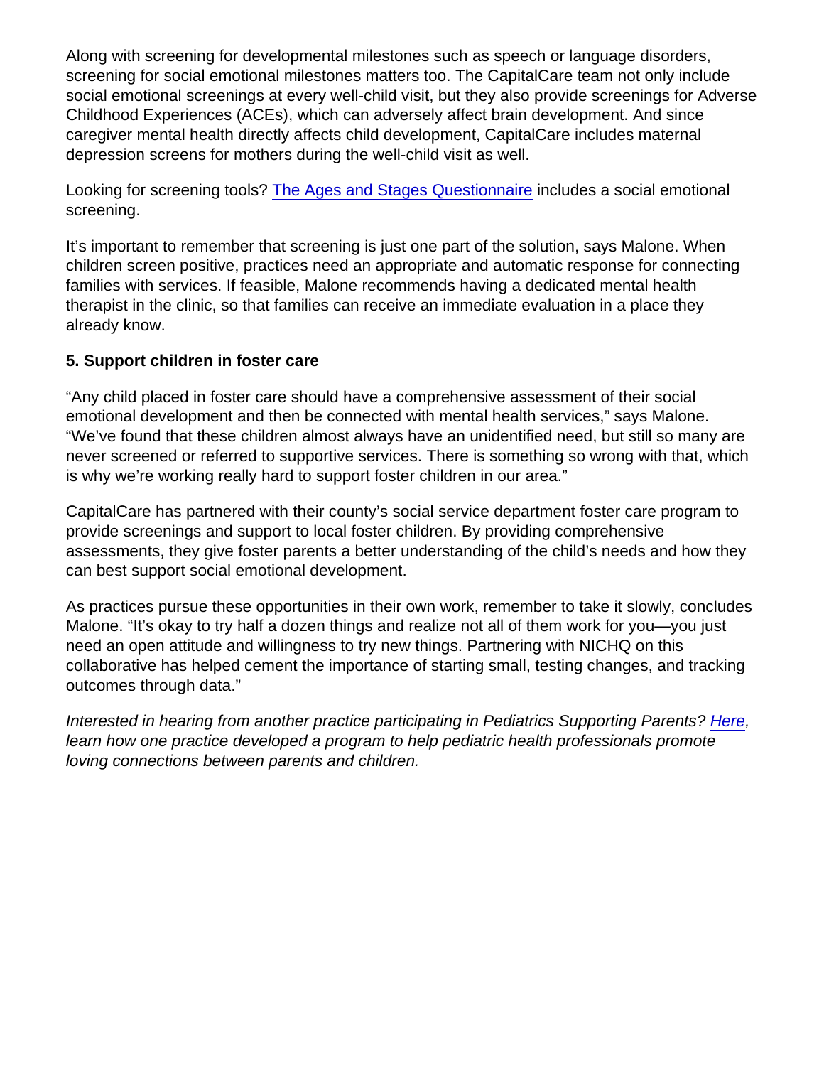Along with screening for developmental milestones such as speech or language disorders, screening for social emotional milestones matters too. The CapitalCare team not only include social emotional screenings at every well-child visit, but they also provide screenings for Adverse Childhood Experiences (ACEs), which can adversely affect brain development. And since caregiver mental health directly affects child development, CapitalCare includes maternal depression screens for mothers during the well-child visit as well.

Looking for screening tools? The Ages and Stages Questionnaire includes a social emotional screening.

It's important to remember that screening is just one part of the solution, says Malone. When children screen positive, practices need an appropriate and automatic response for connecting families with services. If feasible, Malone recommends having a dedicated mental health therapist in the clinic, so that families can receive an immediate evaluation in a place they already know.

**5. Support children in foster care**

"Any child placed in foster care should have a comprehensive assessment of their social emotional development and then be connected with mental health services," says Malone. "We've found that these children almost always have an unidentified need, but still so many are never screened or referred to supportive services. There is something so wrong with that, which is why we're working really hard to support foster children in our area."

CapitalCare has partnered with their county's social service department foster care program to provide screenings and support to local foster children. By providing comprehensive assessments, they give foster parents a better understanding of the child's needs and how they can best support social emotional development.

As practices pursue these opportunities in their own work, remember to take it slowly, concludes Malone. "It's okay to try half a dozen things and realize not all of them work for you—you just need an open attitude and willingness to try new things. Partnering with NICHQ on this collaborative has helped cement the importance of starting small, testing changes, and tracking outcomes through data."

*Interested in hearing from another practice participating in Pediatrics Supporting Parents? Here, learn how one practice developed a program to help pediatric health professionals promote loving connections between parents and children.*